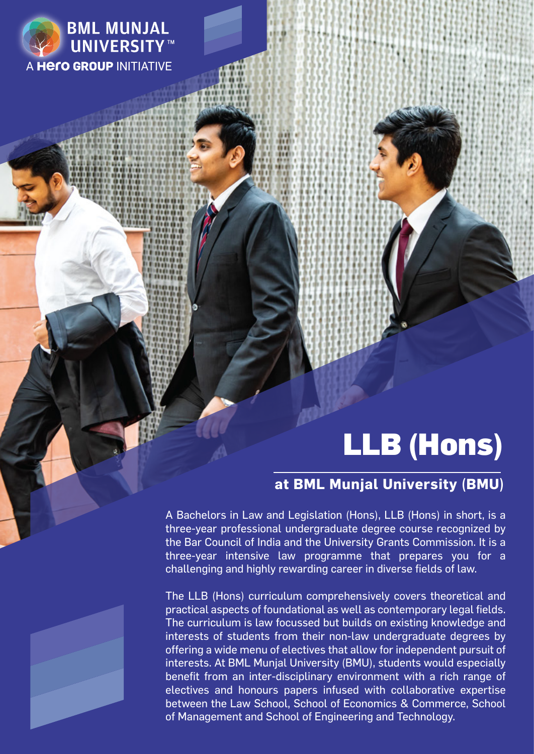BML MUNJAL UNIVERSITY™

A Hero GROUP INITIATIVE

# LLB (Hons)

## at BML Munjal University (BMU)

A Bachelors in Law and Legislation (Hons), LLB (Hons) in short, is a three-year professional undergraduate degree course recognized by the Bar Council of India and the University Grants Commission. It is a three-year intensive law programme that prepares you for a challenging and highly rewarding career in diverse fields of law.

The LLB (Hons) curriculum comprehensively covers theoretical and practical aspects of foundational as well as contemporary legal fields. The curriculum is law focussed but builds on existing knowledge and interests of students from their non-law undergraduate degrees by offering a wide menu of electives that allow for independent pursuit of interests. At BML Munjal University (BMU), students would especially benefit from an inter-disciplinary environment with a rich range of electives and honours papers infused with collaborative expertise between the Law School, School of Economics & Commerce, School of Management and School of Engineering and Technology.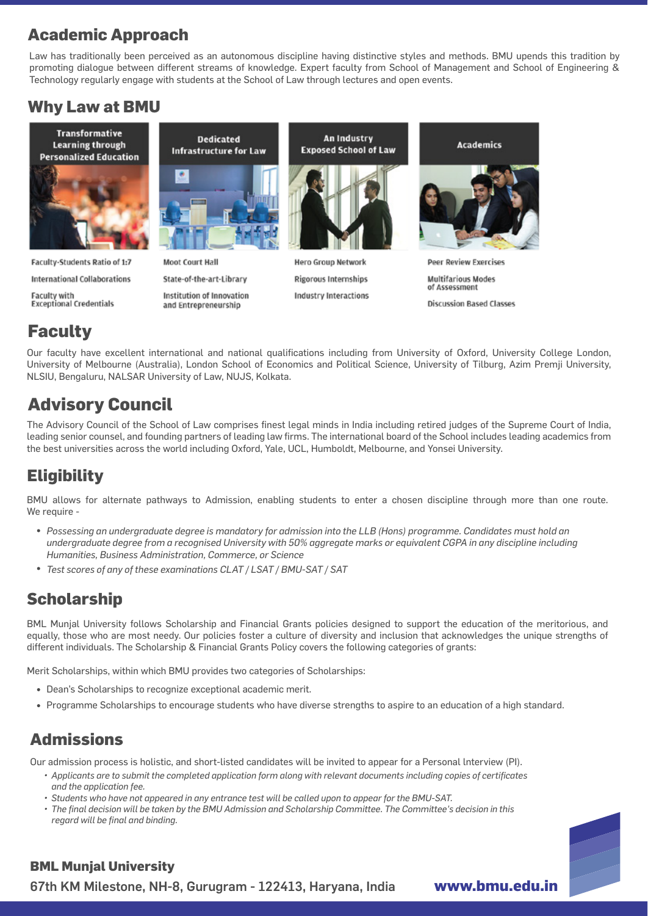## Academic Approach

Law has traditionally been perceived as an autonomous discipline having distinctive styles and methods. BMU upends this tradition by promoting dialogue between different streams of knowledge. Expert faculty from School of Management and School of Engineering & Technology regularly engage with students at the School of Law through lectures and open events.

## Why Law at BMU

**Transformative Learning through Personalized Education**

Faculty-Students Ratio of 1:7

International Collaborations

Faculty with Exceptional Credentials

**Dedicated Infrastructure for Law**

Moot Court Hall

State-of-the-art-Library

Institution of Innovation and Entrepreneurship

**An Industry Exposed School of Law**

Hero Group Network

Rigorous Internships

Industry Interactions

**Academics**

Peer Review Exercises

Multifarious Modes of Assessment

Discussion Based Classes

## Faculty

Our faculty have excellent international and national qualifications including from University of Oxford, University College London, University of Melbourne (Australia), London School of Economics and Political Science, University of Tilburg, Azim Premji University, NLSIU, Bengaluru, NALSAR University of Law, NUJS, Kolkata.

## Advisory Council

The Advisory Council of the School of Law comprises finest legal minds in India including retired judges of the Supreme Court of India, leading senior counsel, and founding partners of leading law firms. The international board of the School includes leading academics from the best universities across the world including Oxford, Yale, UCL, Humboldt, Melbourne, and Yonsei University.

## Eligibility

BMU allows for alternate pathways to Admission, enabling students to enter a chosen discipline through more than one route. We require -

- *Possessing an undergraduate degree is mandatory for admission into the LLB (Hons) programme. Candidates must hold an undergraduate degree from a recognised University with 50% aggregate marks or equivalent CGPA in any discipline including Humanities, Business Administration, Commerce, or Science*
- *Test scores of any of these examinations CLAT / LSAT / BMU-SAT / SAT*

## Scholarship

BML Munjal University follows Scholarship and Financial Grants policies designed to support the education of the meritorious, and equally, those who are most needy. Our policies foster a culture of diversity and inclusion that acknowledges the unique strengths of different individuals. The Scholarship & Financial Grants Policy covers the following categories of grants:

Merit Scholarships, within which BMU provides two categories of Scholarships:

- Dean's Scholarships to recognize exceptional academic merit.
- Programme Scholarships to encourage students who have diverse strengths to aspire to an education of a high standard.

## Admissions

Our admission process is holistic, and short-listed candidates will be invited to appear for a Personal Interview (PI).

- *Applicants are to submit the completed application form along with relevant documents including copies of certificates and the application fee.*
- *Students who have not appeared in any entrance test will be called upon to appear for the BMU-SAT.*
- *The final decision will be taken by the BMU Admission and Scholarship Committee. The Committee's decision in this regard will be final and binding.*

**BML Munjal University**

**67th KM Milestone, NH-8, Gurugram - 122413, Haryana, India** **www.bmu.edu.in**